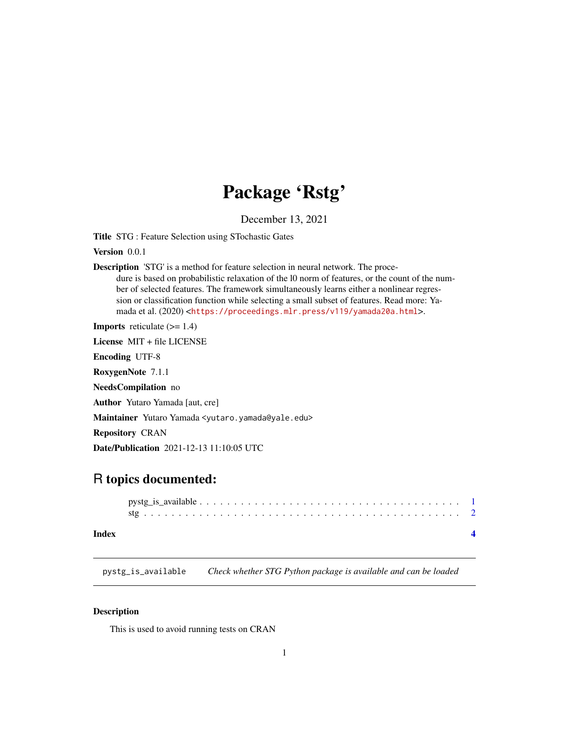# Package 'Rstg'

December 13, 2021

**Title** STG : Feature Selection using STochastic Gates

**Version** 0.0.1

**Description** 'STG' is a method for feature selection in neural network. The procedure is based on probabilistic relaxation of the l0 norm of features, or the count of the number of selected features. The framework simultaneously learns either a nonlinear regression or classification function while selecting a small subset of features. Read more: Yamada et al. (2020) <https://proceedings.mlr.press/v119/yamada20a.html>.

**Imports** reticulate (>= 1.4)

**License** MIT + file LICENSE

**Encoding** UTF-8

**RoxygenNote** 7.1.1

**NeedsCompilation** no

**Author** Yutaro Yamada [aut, cre]

**Maintainer** Yutaro Yamada <yutaro.yamada@yale.edu>

**Repository** CRAN

**Date/Publication** 2021-12-13 11:10:05 UTC

## R topics documented:

- pystg_is_available . . . . . . . . . . . . . . . . . . . . . . . . . . . . . . . . . . . . . 1
- stg . . . . . . . . . . . . . . . . . . . . . . . . . . . . . . . . . . . . . . . . . . . . . 2

**Index** **4**

---

`pystg_is_available` *Check whether STG Python package is available and can be loaded*

---

### Description

This is used to avoid running tests on CRAN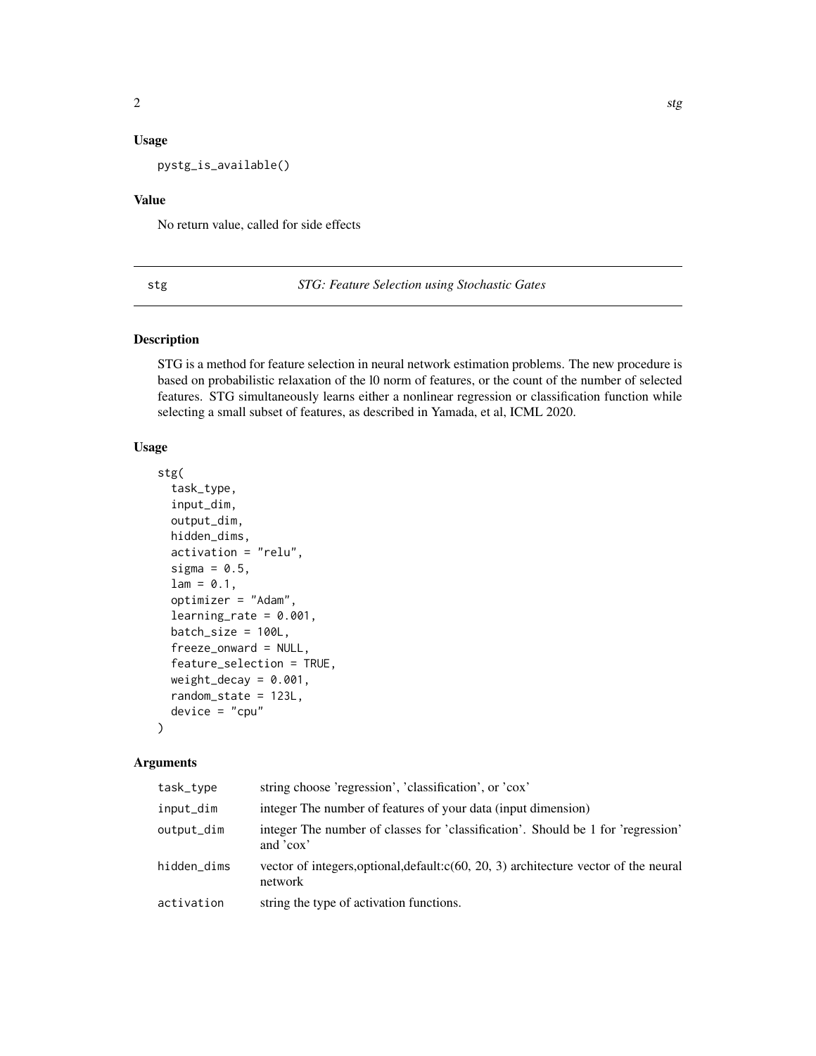## Usage

```
pystg_is_available()
```

## Value

No return value, called for side effects

---

# stg — *STG: Feature Selection using Stochastic Gates*

## Description

STG is a method for feature selection in neural network estimation problems. The new procedure is based on probabilistic relaxation of the l0 norm of features, or the count of the number of selected features. STG simultaneously learns either a nonlinear regression or classification function while selecting a small subset of features, as described in Yamada, et al, ICML 2020.

## Usage

```
stg(
  task_type,
  input_dim,
  output_dim,
  hidden_dims,
  activation = "relu",
  sigma = 0.5,
  lam = 0.1,
  optimizer = "Adam",
  learning_rate = 0.001,
  batch_size = 100L,
  freeze_onward = NULL,
  feature_selection = TRUE,
  weight_decay = 0.001,
  random_state = 123L,
  device = "cpu"
)
```

## Arguments

| | |
|---|---|
| `task_type` | string choose 'regression', 'classification', or 'cox' |
| `input_dim` | integer The number of features of your data (input dimension) |
| `output_dim` | integer The number of classes for 'classification'. Should be 1 for 'regression' and 'cox' |
| `hidden_dims` | vector of integers,optional,default:c(60, 20, 3) architecture vector of the neural network |
| `activation` | string the type of activation functions. |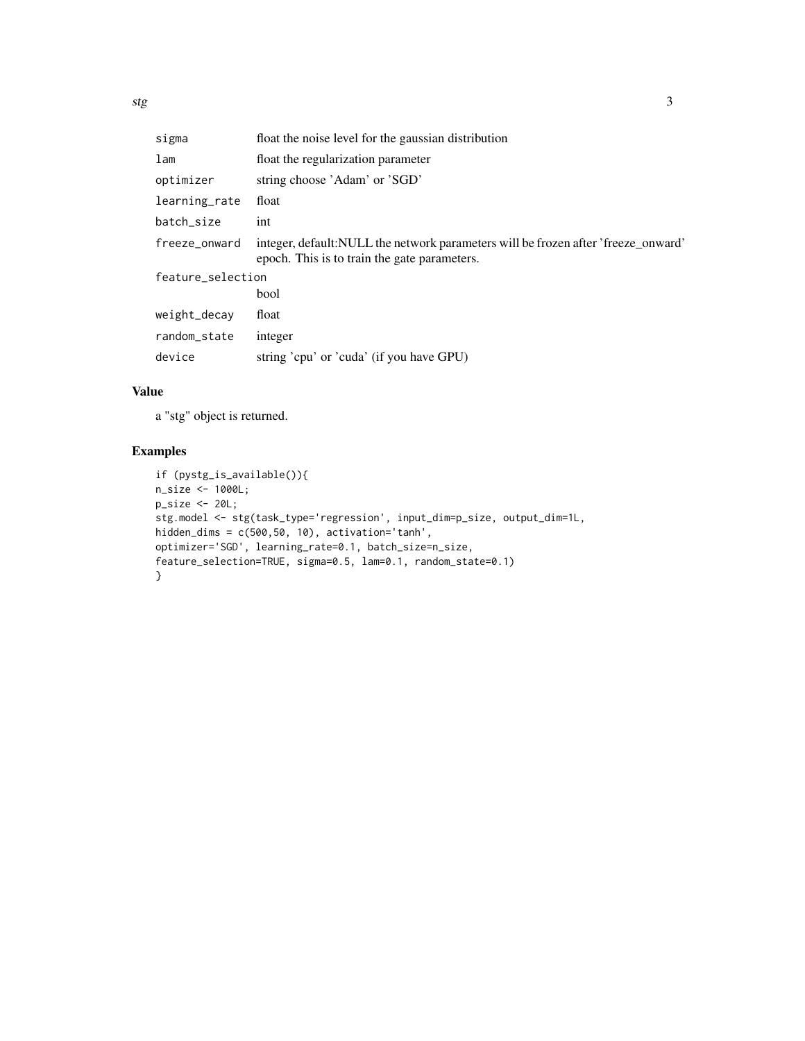| | |
|---|---|
| sigma | float the noise level for the gaussian distribution |
| lam | float the regularization parameter |
| optimizer | string choose 'Adam' or 'SGD' |
| learning_rate | float |
| batch_size | int |
| freeze_onward | integer, default:NULL the network parameters will be frozen after 'freeze_onward' epoch. This is to train the gate parameters. |
| feature_selection | bool |
| weight_decay | float |
| random_state | integer |
| device | string 'cpu' or 'cuda' (if you have GPU) |

## Value

a "stg" object is returned.

## Examples

```
if (pystg_is_available()){
n_size <- 1000L;
p_size <- 20L;
stg.model <- stg(task_type='regression', input_dim=p_size, output_dim=1L,
hidden_dims = c(500,50, 10), activation='tanh',
optimizer='SGD', learning_rate=0.1, batch_size=n_size,
feature_selection=TRUE, sigma=0.5, lam=0.1, random_state=0.1)
}
```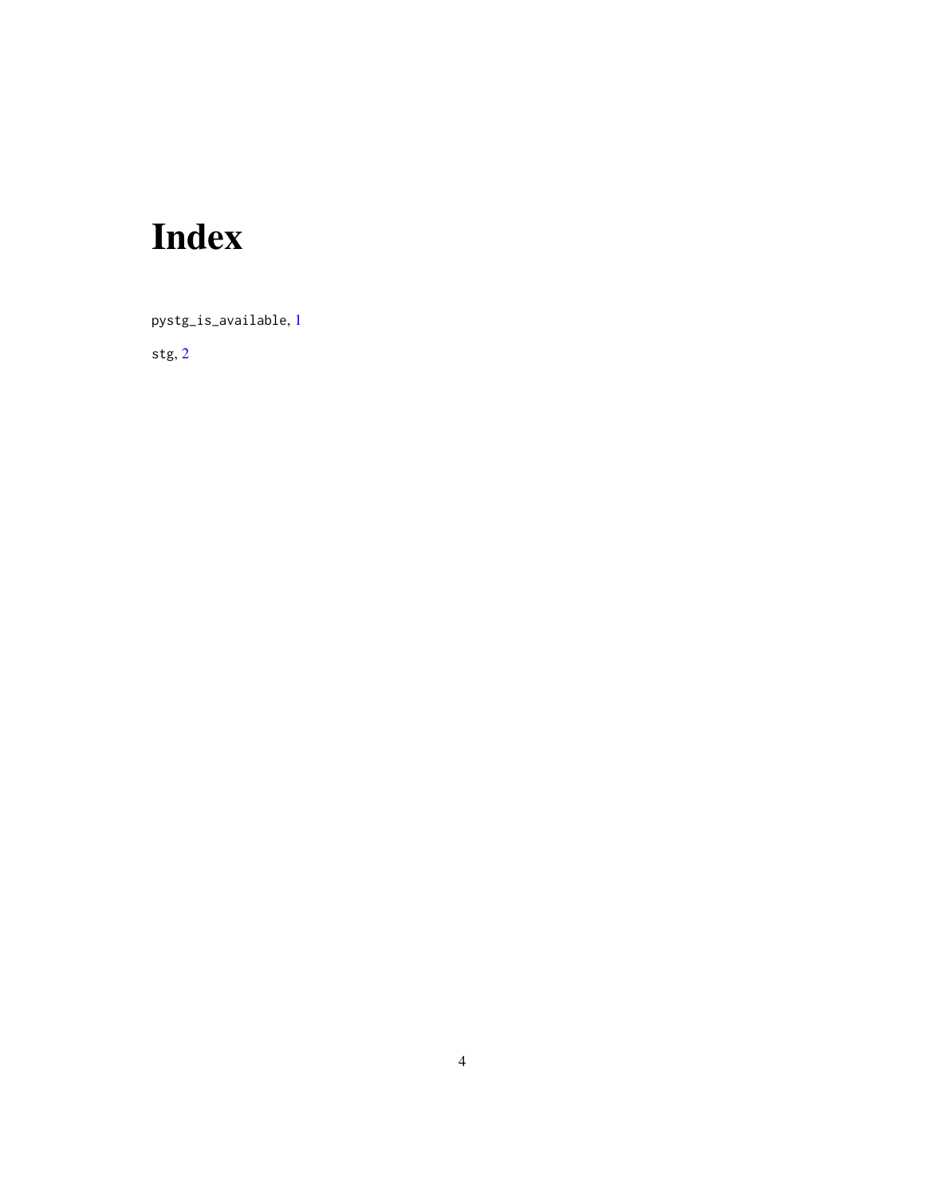# Index

pystg_is_available, 1

stg, 2